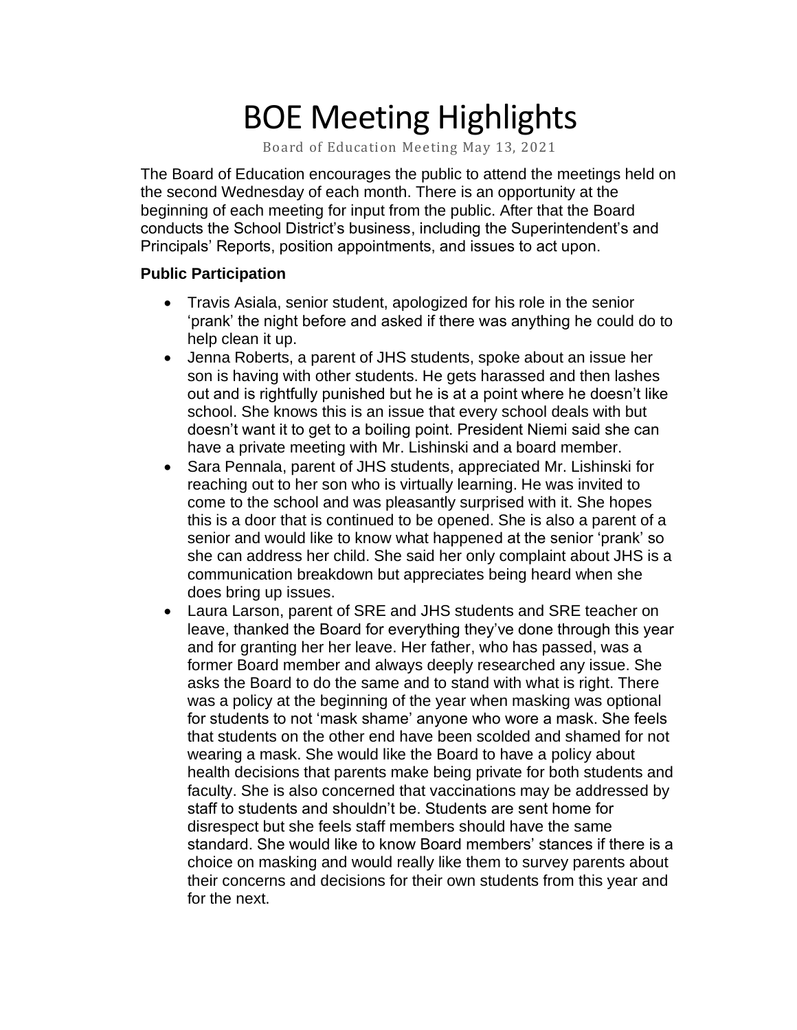# BOE Meeting Highlights

Board of Education Meeting May 13, 2021

The Board of Education encourages the public to attend the meetings held on the second Wednesday of each month. There is an opportunity at the beginning of each meeting for input from the public. After that the Board conducts the School District's business, including the Superintendent's and Principals' Reports, position appointments, and issues to act upon.

**Public Participation**

- Travis Asiala, senior student, apologized for his role in the senior 'prank' the night before and asked if there was anything he could do to help clean it up.
- Jenna Roberts, a parent of JHS students, spoke about an issue her son is having with other students. He gets harassed and then lashes out and is rightfully punished but he is at a point where he doesn't like school. She knows this is an issue that every school deals with but doesn't want it to get to a boiling point. President Niemi said she can have a private meeting with Mr. Lishinski and a board member.
- Sara Pennala, parent of JHS students, appreciated Mr. Lishinski for reaching out to her son who is virtually learning. He was invited to come to the school and was pleasantly surprised with it. She hopes this is a door that is continued to be opened. She is also a parent of a senior and would like to know what happened at the senior 'prank' so she can address her child. She said her only complaint about JHS is a communication breakdown but appreciates being heard when she does bring up issues.
- Laura Larson, parent of SRE and JHS students and SRE teacher on leave, thanked the Board for everything they've done through this year and for granting her her leave. Her father, who has passed, was a former Board member and always deeply researched any issue. She asks the Board to do the same and to stand with what is right. There was a policy at the beginning of the year when masking was optional for students to not 'mask shame' anyone who wore a mask. She feels that students on the other end have been scolded and shamed for not wearing a mask. She would like the Board to have a policy about health decisions that parents make being private for both students and faculty. She is also concerned that vaccinations may be addressed by staff to students and shouldn't be. Students are sent home for disrespect but she feels staff members should have the same standard. She would like to know Board members' stances if there is a choice on masking and would really like them to survey parents about their concerns and decisions for their own students from this year and for the next.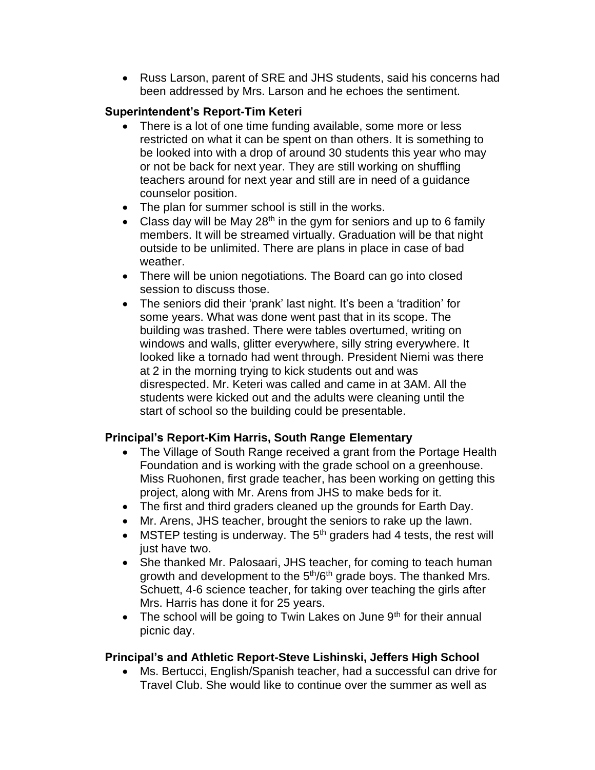- Russ Larson, parent of SRE and JHS students, said his concerns had been addressed by Mrs. Larson and he echoes the sentiment.

**Superintendent's Report-Tim Keteri**

- There is a lot of one time funding available, some more or less restricted on what it can be spent on than others. It is something to be looked into with a drop of around 30 students this year who may or not be back for next year. They are still working on shuffling teachers around for next year and still are in need of a guidance counselor position.
- The plan for summer school is still in the works.
- Class day will be May 28th in the gym for seniors and up to 6 family members. It will be streamed virtually. Graduation will be that night outside to be unlimited. There are plans in place in case of bad weather.
- There will be union negotiations. The Board can go into closed session to discuss those.
- The seniors did their 'prank' last night. It's been a 'tradition' for some years. What was done went past that in its scope. The building was trashed. There were tables overturned, writing on windows and walls, glitter everywhere, silly string everywhere. It looked like a tornado had went through. President Niemi was there at 2 in the morning trying to kick students out and was disrespected. Mr. Keteri was called and came in at 3AM. All the students were kicked out and the adults were cleaning until the start of school so the building could be presentable.

**Principal's Report-Kim Harris, South Range Elementary**

- The Village of South Range received a grant from the Portage Health Foundation and is working with the grade school on a greenhouse. Miss Ruohonen, first grade teacher, has been working on getting this project, along with Mr. Arens from JHS to make beds for it.
- The first and third graders cleaned up the grounds for Earth Day.
- Mr. Arens, JHS teacher, brought the seniors to rake up the lawn.
- MSTEP testing is underway. The 5th graders had 4 tests, the rest will just have two.
- She thanked Mr. Palosaari, JHS teacher, for coming to teach human growth and development to the 5th/6th grade boys. The thanked Mrs. Schuett, 4-6 science teacher, for taking over teaching the girls after Mrs. Harris has done it for 25 years.
- The school will be going to Twin Lakes on June 9th for their annual picnic day.

**Principal's and Athletic Report-Steve Lishinski, Jeffers High School**

- Ms. Bertucci, English/Spanish teacher, had a successful can drive for Travel Club. She would like to continue over the summer as well as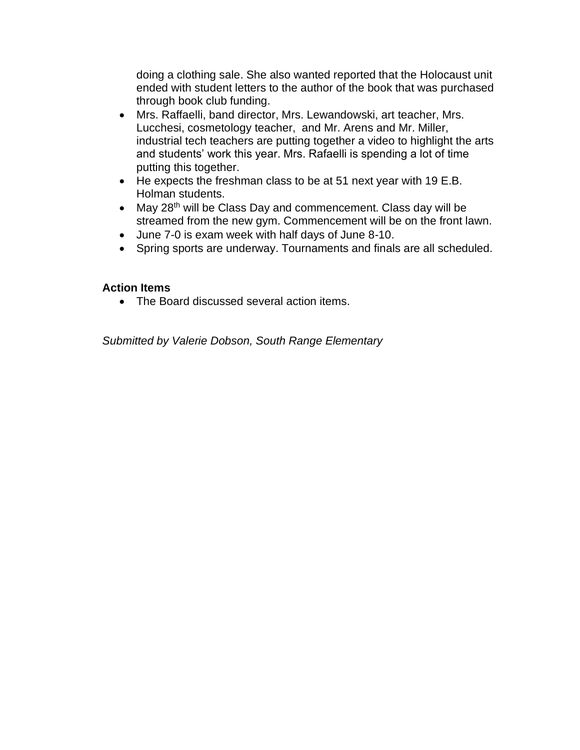doing a clothing sale. She also wanted reported that the Holocaust unit ended with student letters to the author of the book that was purchased through book club funding.

- Mrs. Raffaelli, band director, Mrs. Lewandowski, art teacher, Mrs. Lucchesi, cosmetology teacher, and Mr. Arens and Mr. Miller, industrial tech teachers are putting together a video to highlight the arts and students' work this year. Mrs. Rafaelli is spending a lot of time putting this together.
- He expects the freshman class to be at 51 next year with 19 E.B. Holman students.
- May 28th will be Class Day and commencement. Class day will be streamed from the new gym. Commencement will be on the front lawn.
- June 7-0 is exam week with half days of June 8-10.
- Spring sports are underway. Tournaments and finals are all scheduled.

**Action Items**

- The Board discussed several action items.

*Submitted by Valerie Dobson, South Range Elementary*